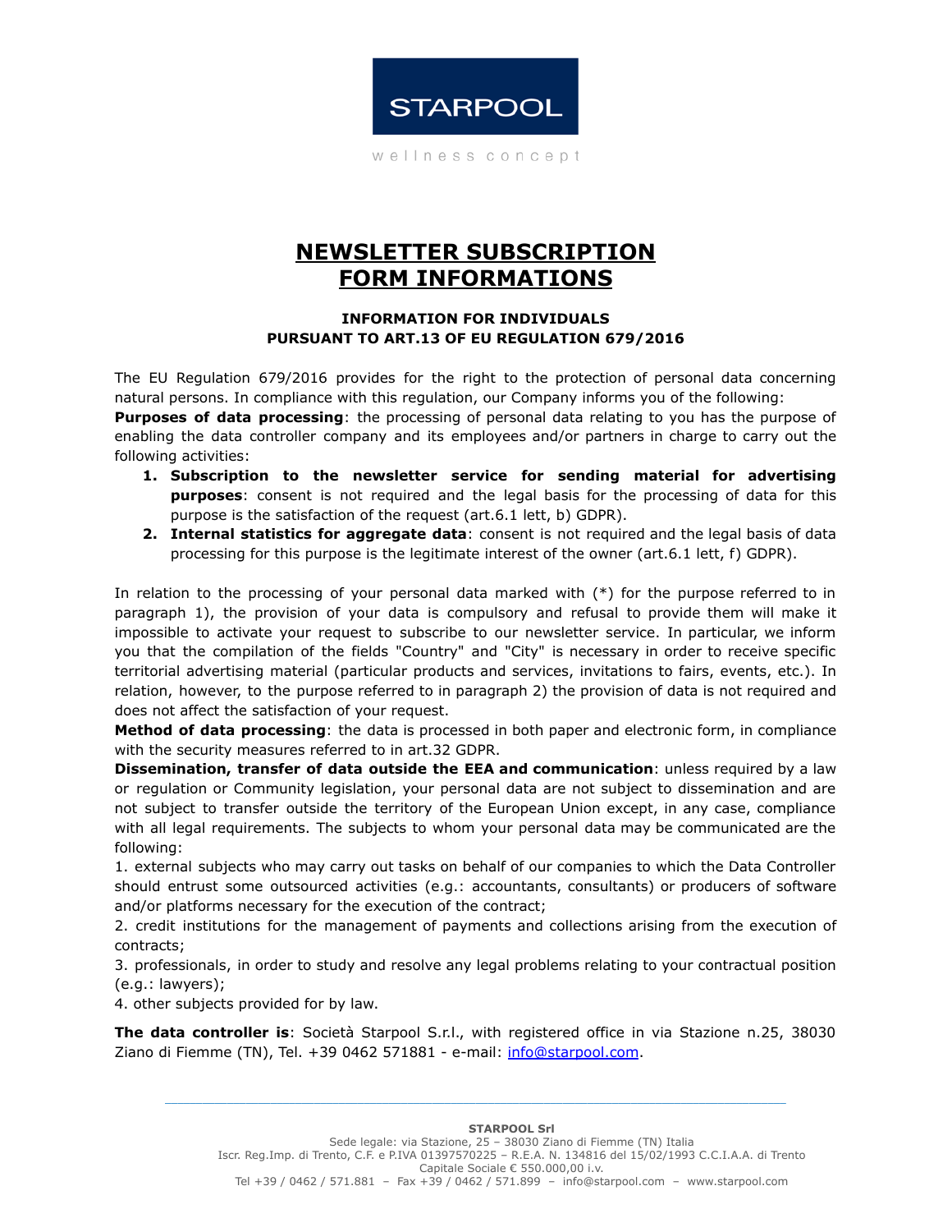STARPOOL

wellness concept

# NEWSLETTER SUBSCRIPTION FORM INFORMATIONS

### INFORMATION FOR INDIVIDUALS PURSUANT TO ART.13 OF EU REGULATION 679/2016

The EU Regulation 679/2016 provides for the right to the protection of personal data concerning natural persons. In compliance with this regulation, our Company informs you of the following:

**Purposes of data processing**: the processing of personal data relating to you has the purpose of enabling the data controller company and its employees and/or partners in charge to carry out the following activities:

1. **Subscription to the newsletter service for sending material for advertising purposes**: consent is not required and the legal basis for the processing of data for this purpose is the satisfaction of the request (art.6.1 lett, b) GDPR).
2. **Internal statistics for aggregate data**: consent is not required and the legal basis of data processing for this purpose is the legitimate interest of the owner (art.6.1 lett, f) GDPR).

In relation to the processing of your personal data marked with (*) for the purpose referred to in paragraph 1), the provision of your data is compulsory and refusal to provide them will make it impossible to activate your request to subscribe to our newsletter service. In particular, we inform you that the compilation of the fields "Country" and "City" is necessary in order to receive specific territorial advertising material (particular products and services, invitations to fairs, events, etc.). In relation, however, to the purpose referred to in paragraph 2) the provision of data is not required and does not affect the satisfaction of your request.

**Method of data processing**: the data is processed in both paper and electronic form, in compliance with the security measures referred to in art.32 GDPR.

**Dissemination, transfer of data outside the EEA and communication**: unless required by a law or regulation or Community legislation, your personal data are not subject to dissemination and are not subject to transfer outside the territory of the European Union except, in any case, compliance with all legal requirements. The subjects to whom your personal data may be communicated are the following:

1. external subjects who may carry out tasks on behalf of our companies to which the Data Controller should entrust some outsourced activities (e.g.: accountants, consultants) or producers of software and/or platforms necessary for the execution of the contract;
2. credit institutions for the management of payments and collections arising from the execution of contracts;
3. professionals, in order to study and resolve any legal problems relating to your contractual position (e.g.: lawyers);
4. other subjects provided for by law.

**The data controller is**: Società Starpool S.r.l., with registered office in via Stazione n.25, 38030 Ziano di Fiemme (TN), Tel. +39 0462 571881 - e-mail: info@starpool.com.

**STARPOOL Srl**
Sede legale: via Stazione, 25 – 38030 Ziano di Fiemme (TN) Italia
Iscr. Reg.Imp. di Trento, C.F. e P.IVA 01397570225 – R.E.A. N. 134816 del 15/02/1993 C.C.I.A.A. di Trento
Capitale Sociale € 550.000,00 i.v.
Tel +39 / 0462 / 571.881 – Fax +39 / 0462 / 571.899 – info@starpool.com – www.starpool.com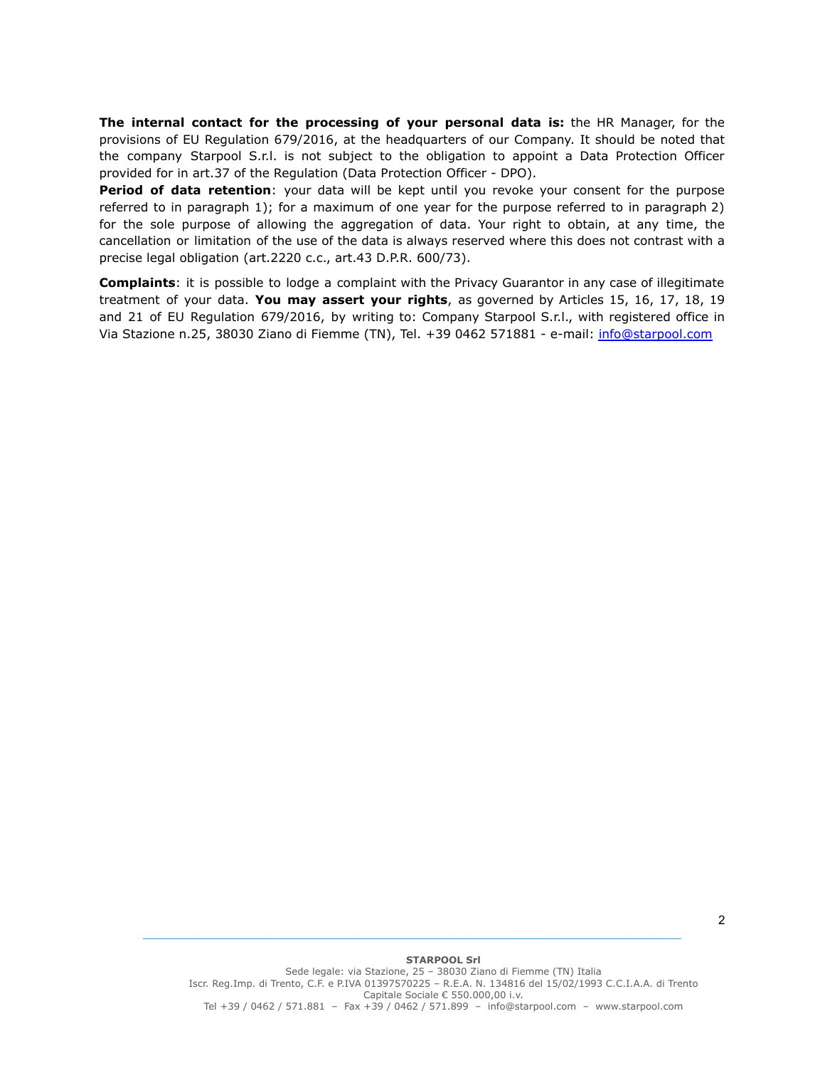**The internal contact for the processing of your personal data is:** the HR Manager, for the provisions of EU Regulation 679/2016, at the headquarters of our Company. It should be noted that the company Starpool S.r.l. is not subject to the obligation to appoint a Data Protection Officer provided for in art.37 of the Regulation (Data Protection Officer - DPO).

**Period of data retention**: your data will be kept until you revoke your consent for the purpose referred to in paragraph 1); for a maximum of one year for the purpose referred to in paragraph 2) for the sole purpose of allowing the aggregation of data. Your right to obtain, at any time, the cancellation or limitation of the use of the data is always reserved where this does not contrast with a precise legal obligation (art.2220 c.c., art.43 D.P.R. 600/73).

**Complaints**: it is possible to lodge a complaint with the Privacy Guarantor in any case of illegitimate treatment of your data. **You may assert your rights**, as governed by Articles 15, 16, 17, 18, 19 and 21 of EU Regulation 679/2016, by writing to: Company Starpool S.r.l., with registered office in Via Stazione n.25, 38030 Ziano di Fiemme (TN), Tel. +39 0462 571881 - e-mail: info@starpool.com

**STARPOOL Srl**
Sede legale: via Stazione, 25 – 38030 Ziano di Fiemme (TN) Italia
Iscr. Reg.Imp. di Trento, C.F. e P.IVA 01397570225 – R.E.A. N. 134816 del 15/02/1993 C.C.I.A.A. di Trento
Capitale Sociale € 550.000,00 i.v.
Tel +39 / 0462 / 571.881 – Fax +39 / 0462 / 571.899 – info@starpool.com – www.starpool.com